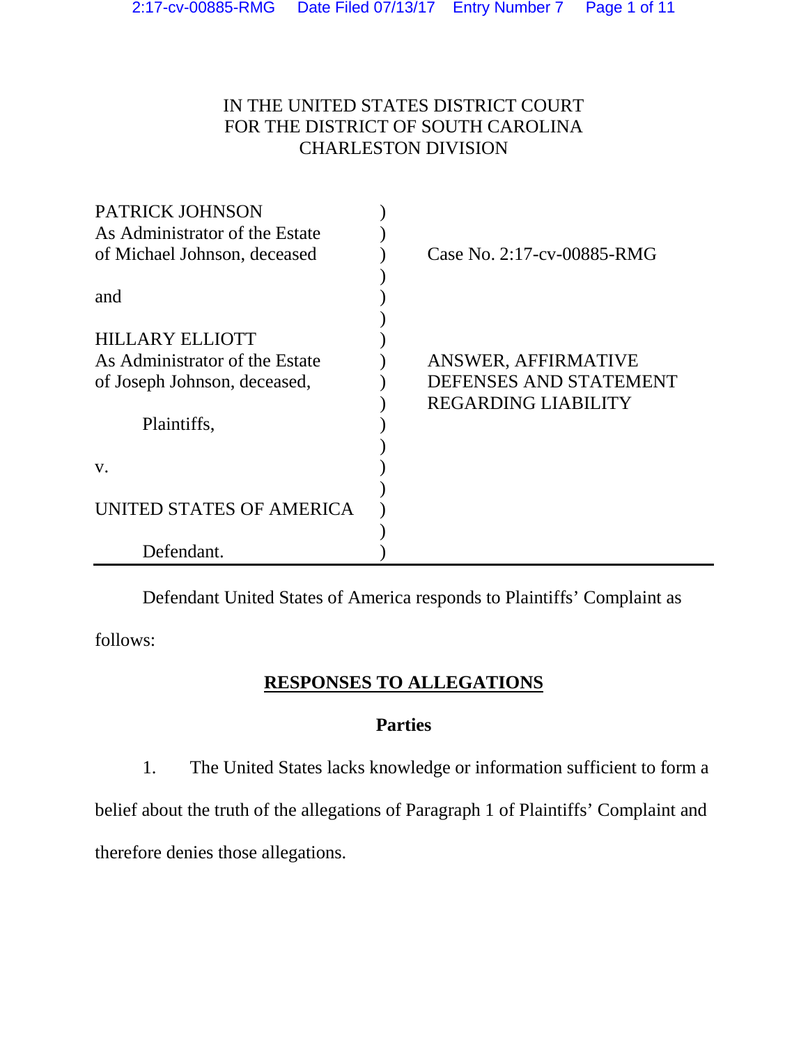IN THE UNITED STATES DISTRICT COURT
FOR THE DISTRICT OF SOUTH CAROLINA
CHARLESTON DIVISION

| | | |
|---|---|---|
| PATRICK JOHNSON<br>As Administrator of the Estate<br>of Michael Johnson, deceased<br><br>and<br><br>HILLARY ELLIOTT<br>As Administrator of the Estate<br>of Joseph Johnson, deceased,<br><br>Plaintiffs,<br><br>v.<br><br>UNITED STATES OF AMERICA<br><br>Defendant. | ) | Case No. 2:17-cv-00885-RMG<br><br>ANSWER, AFFIRMATIVE DEFENSES AND STATEMENT REGARDING LIABILITY |

Defendant United States of America responds to Plaintiffs' Complaint as follows:

## RESPONSES TO ALLEGATIONS

### Parties

1. The United States lacks knowledge or information sufficient to form a belief about the truth of the allegations of Paragraph 1 of Plaintiffs' Complaint and therefore denies those allegations.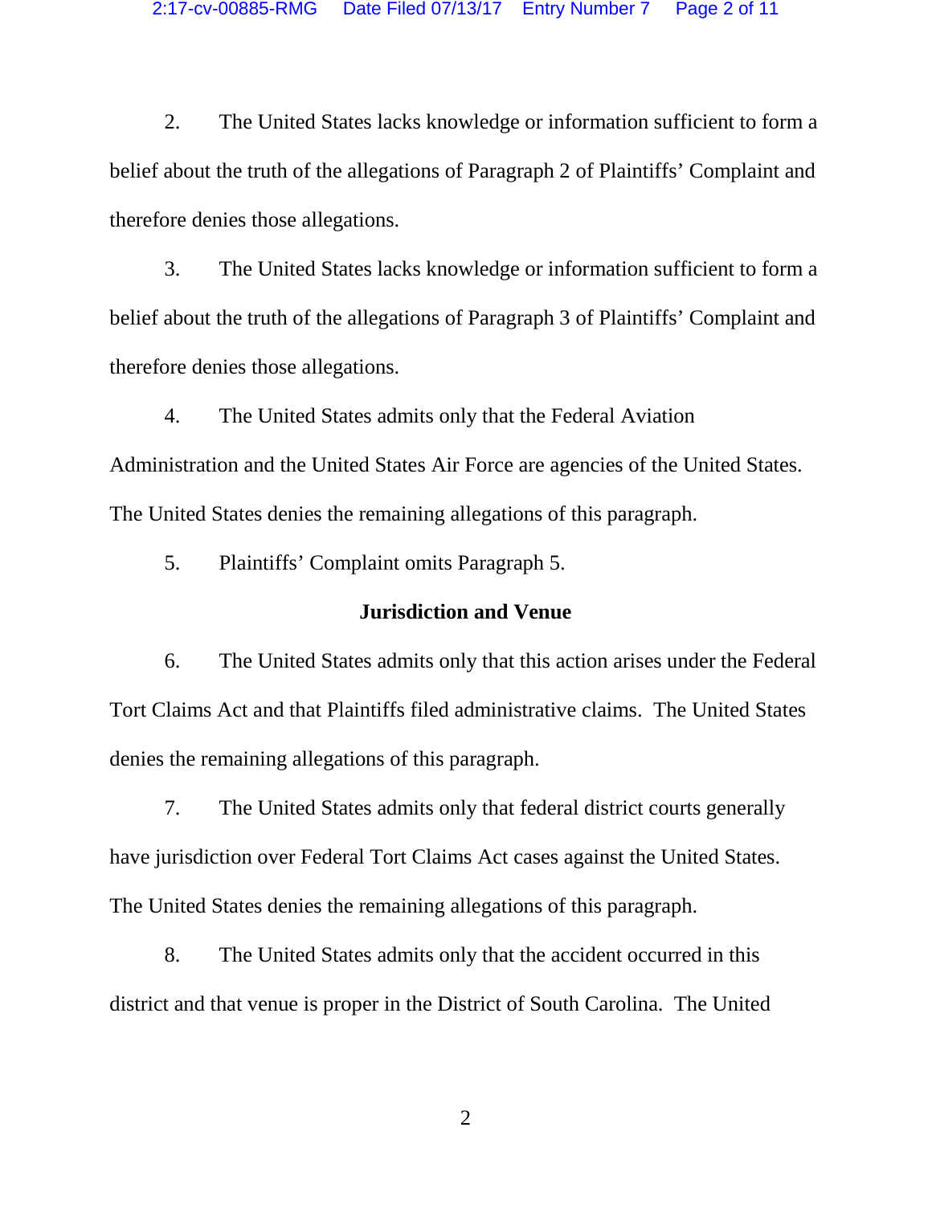2. The United States lacks knowledge or information sufficient to form a belief about the truth of the allegations of Paragraph 2 of Plaintiffs' Complaint and therefore denies those allegations.

3. The United States lacks knowledge or information sufficient to form a belief about the truth of the allegations of Paragraph 3 of Plaintiffs' Complaint and therefore denies those allegations.

4. The United States admits only that the Federal Aviation Administration and the United States Air Force are agencies of the United States. The United States denies the remaining allegations of this paragraph.

5. Plaintiffs' Complaint omits Paragraph 5.

**Jurisdiction and Venue**

6. The United States admits only that this action arises under the Federal Tort Claims Act and that Plaintiffs filed administrative claims. The United States denies the remaining allegations of this paragraph.

7. The United States admits only that federal district courts generally have jurisdiction over Federal Tort Claims Act cases against the United States. The United States denies the remaining allegations of this paragraph.

8. The United States admits only that the accident occurred in this district and that venue is proper in the District of South Carolina. The United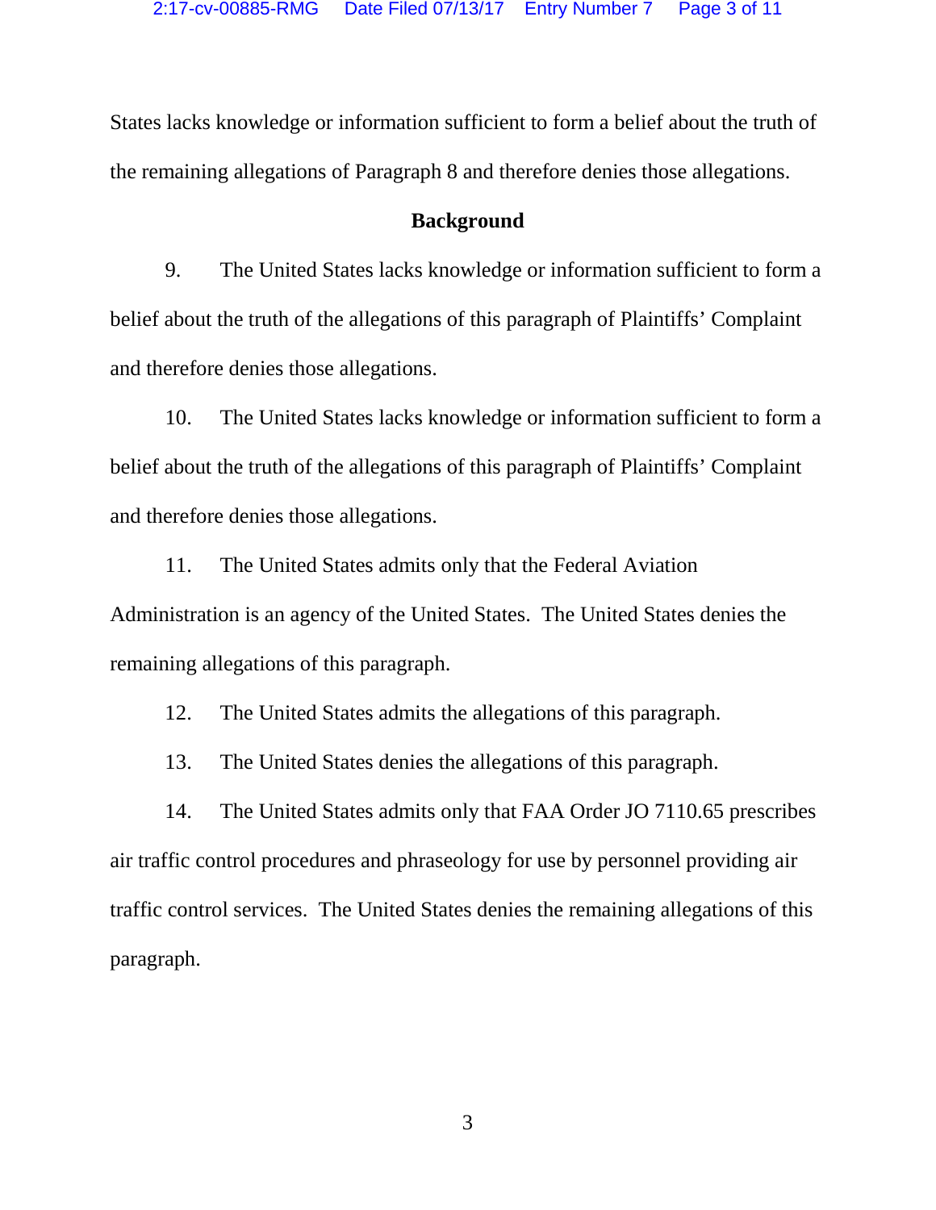States lacks knowledge or information sufficient to form a belief about the truth of the remaining allegations of Paragraph 8 and therefore denies those allegations.

**Background**

9. The United States lacks knowledge or information sufficient to form a belief about the truth of the allegations of this paragraph of Plaintiffs' Complaint and therefore denies those allegations.

10. The United States lacks knowledge or information sufficient to form a belief about the truth of the allegations of this paragraph of Plaintiffs' Complaint and therefore denies those allegations.

11. The United States admits only that the Federal Aviation Administration is an agency of the United States. The United States denies the remaining allegations of this paragraph.

12. The United States admits the allegations of this paragraph.

13. The United States denies the allegations of this paragraph.

14. The United States admits only that FAA Order JO 7110.65 prescribes air traffic control procedures and phraseology for use by personnel providing air traffic control services. The United States denies the remaining allegations of this paragraph.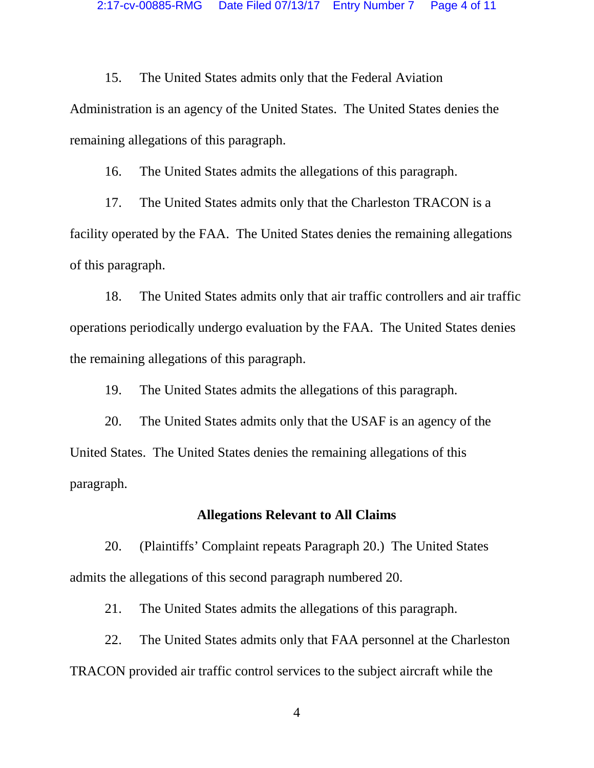15. The United States admits only that the Federal Aviation Administration is an agency of the United States. The United States denies the remaining allegations of this paragraph.

16. The United States admits the allegations of this paragraph.

17. The United States admits only that the Charleston TRACON is a facility operated by the FAA. The United States denies the remaining allegations of this paragraph.

18. The United States admits only that air traffic controllers and air traffic operations periodically undergo evaluation by the FAA. The United States denies the remaining allegations of this paragraph.

19. The United States admits the allegations of this paragraph.

20. The United States admits only that the USAF is an agency of the United States. The United States denies the remaining allegations of this paragraph.

**Allegations Relevant to All Claims**

20. (Plaintiffs' Complaint repeats Paragraph 20.) The United States admits the allegations of this second paragraph numbered 20.

21. The United States admits the allegations of this paragraph.

22. The United States admits only that FAA personnel at the Charleston TRACON provided air traffic control services to the subject aircraft while the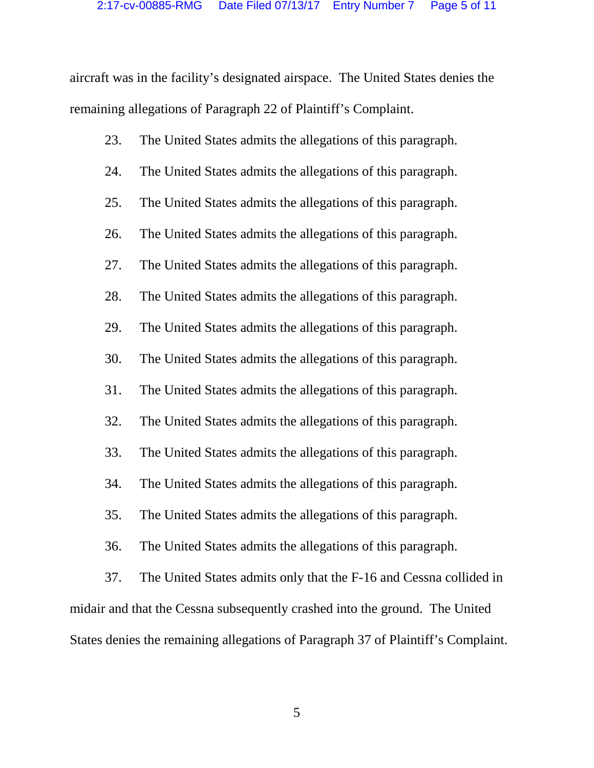aircraft was in the facility's designated airspace. The United States denies the remaining allegations of Paragraph 22 of Plaintiff's Complaint.

23. The United States admits the allegations of this paragraph.

24. The United States admits the allegations of this paragraph.

25. The United States admits the allegations of this paragraph.

26. The United States admits the allegations of this paragraph.

27. The United States admits the allegations of this paragraph.

28. The United States admits the allegations of this paragraph.

29. The United States admits the allegations of this paragraph.

30. The United States admits the allegations of this paragraph.

31. The United States admits the allegations of this paragraph.

32. The United States admits the allegations of this paragraph.

33. The United States admits the allegations of this paragraph.

34. The United States admits the allegations of this paragraph.

35. The United States admits the allegations of this paragraph.

36. The United States admits the allegations of this paragraph.

37. The United States admits only that the F-16 and Cessna collided in midair and that the Cessna subsequently crashed into the ground. The United States denies the remaining allegations of Paragraph 37 of Plaintiff's Complaint.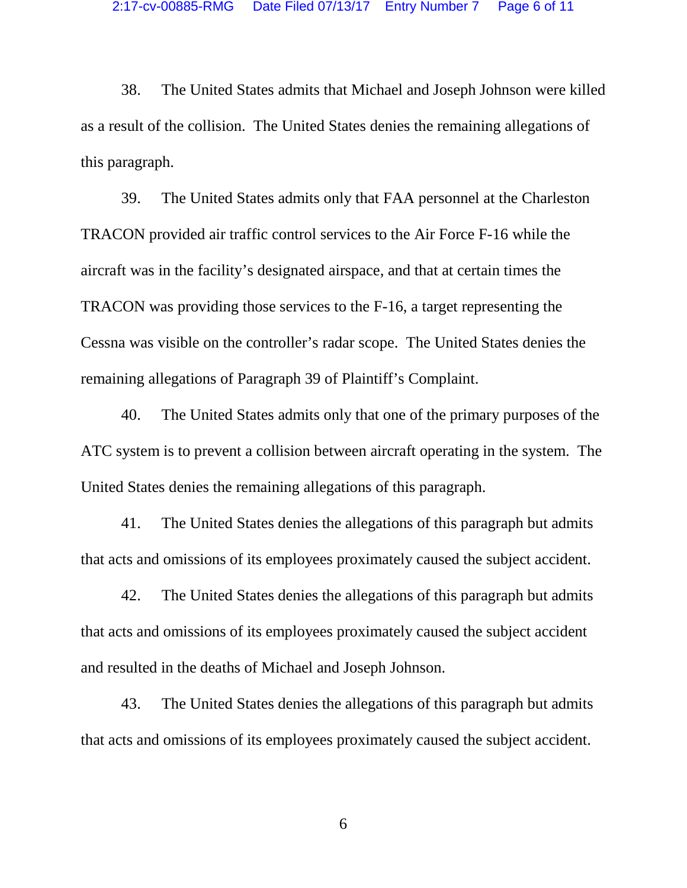38. The United States admits that Michael and Joseph Johnson were killed as a result of the collision. The United States denies the remaining allegations of this paragraph.

39. The United States admits only that FAA personnel at the Charleston TRACON provided air traffic control services to the Air Force F-16 while the aircraft was in the facility's designated airspace, and that at certain times the TRACON was providing those services to the F-16, a target representing the Cessna was visible on the controller's radar scope. The United States denies the remaining allegations of Paragraph 39 of Plaintiff's Complaint.

40. The United States admits only that one of the primary purposes of the ATC system is to prevent a collision between aircraft operating in the system. The United States denies the remaining allegations of this paragraph.

41. The United States denies the allegations of this paragraph but admits that acts and omissions of its employees proximately caused the subject accident.

42. The United States denies the allegations of this paragraph but admits that acts and omissions of its employees proximately caused the subject accident and resulted in the deaths of Michael and Joseph Johnson.

43. The United States denies the allegations of this paragraph but admits that acts and omissions of its employees proximately caused the subject accident.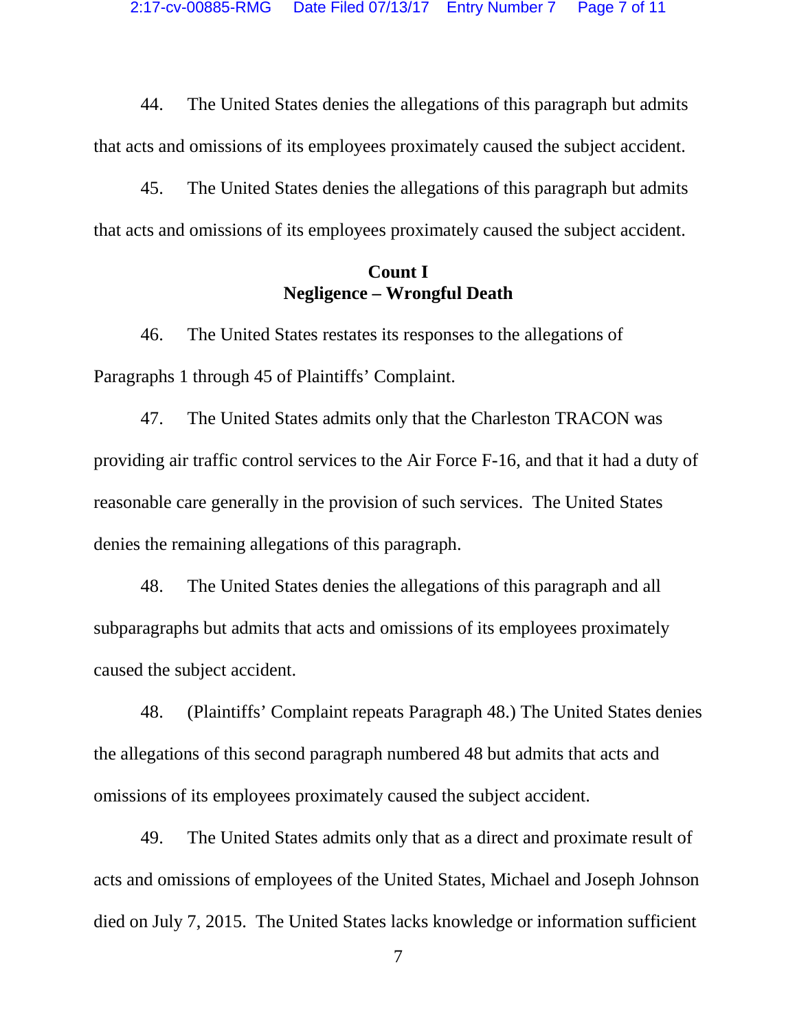44. The United States denies the allegations of this paragraph but admits that acts and omissions of its employees proximately caused the subject accident.

45. The United States denies the allegations of this paragraph but admits that acts and omissions of its employees proximately caused the subject accident.

**Count I**
**Negligence – Wrongful Death**

46. The United States restates its responses to the allegations of Paragraphs 1 through 45 of Plaintiffs' Complaint.

47. The United States admits only that the Charleston TRACON was providing air traffic control services to the Air Force F-16, and that it had a duty of reasonable care generally in the provision of such services. The United States denies the remaining allegations of this paragraph.

48. The United States denies the allegations of this paragraph and all subparagraphs but admits that acts and omissions of its employees proximately caused the subject accident.

48. (Plaintiffs' Complaint repeats Paragraph 48.) The United States denies the allegations of this second paragraph numbered 48 but admits that acts and omissions of its employees proximately caused the subject accident.

49. The United States admits only that as a direct and proximate result of acts and omissions of employees of the United States, Michael and Joseph Johnson died on July 7, 2015. The United States lacks knowledge or information sufficient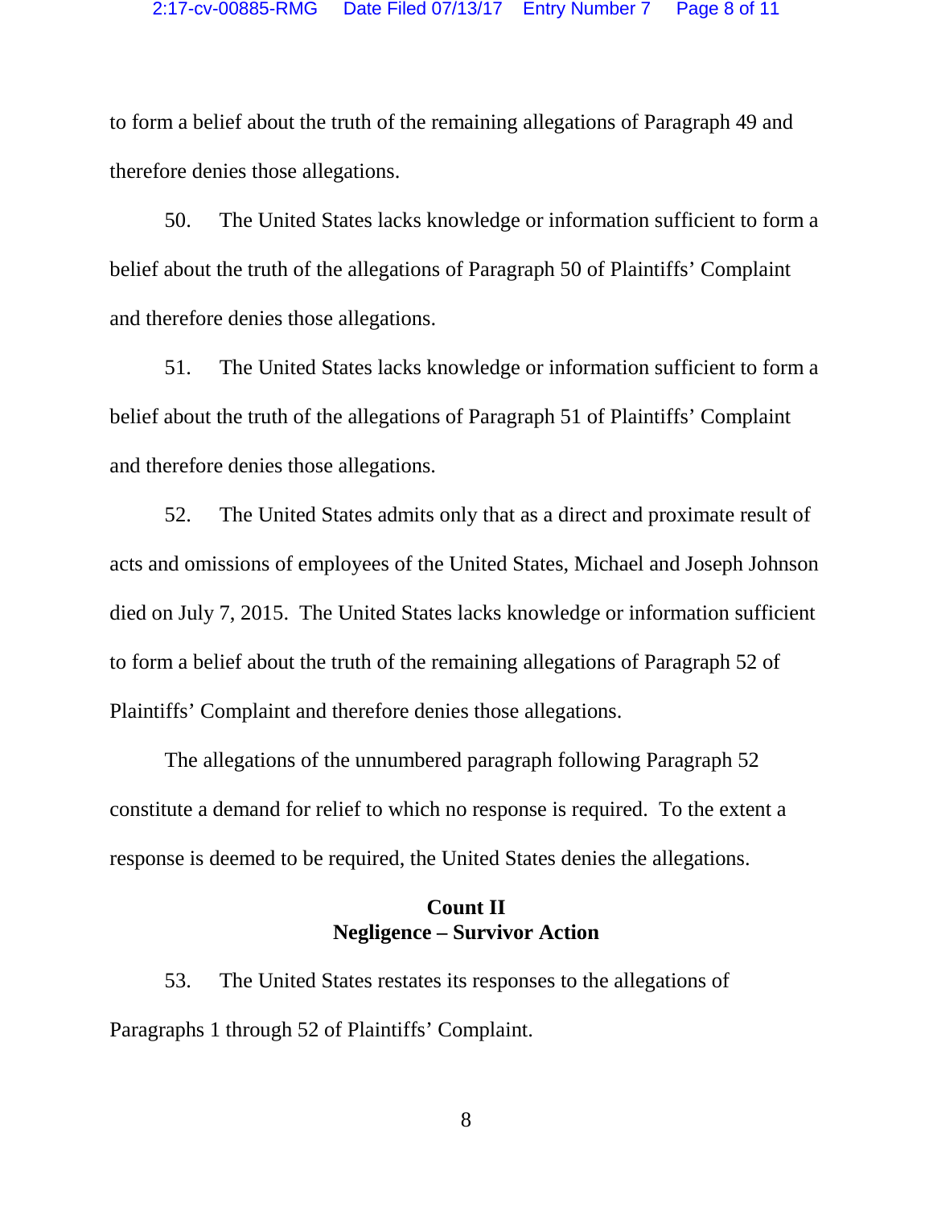to form a belief about the truth of the remaining allegations of Paragraph 49 and therefore denies those allegations.

50. The United States lacks knowledge or information sufficient to form a belief about the truth of the allegations of Paragraph 50 of Plaintiffs' Complaint and therefore denies those allegations.

51. The United States lacks knowledge or information sufficient to form a belief about the truth of the allegations of Paragraph 51 of Plaintiffs' Complaint and therefore denies those allegations.

52. The United States admits only that as a direct and proximate result of acts and omissions of employees of the United States, Michael and Joseph Johnson died on July 7, 2015. The United States lacks knowledge or information sufficient to form a belief about the truth of the remaining allegations of Paragraph 52 of Plaintiffs' Complaint and therefore denies those allegations.

The allegations of the unnumbered paragraph following Paragraph 52 constitute a demand for relief to which no response is required. To the extent a response is deemed to be required, the United States denies the allegations.

**Count II**
**Negligence – Survivor Action**

53. The United States restates its responses to the allegations of Paragraphs 1 through 52 of Plaintiffs' Complaint.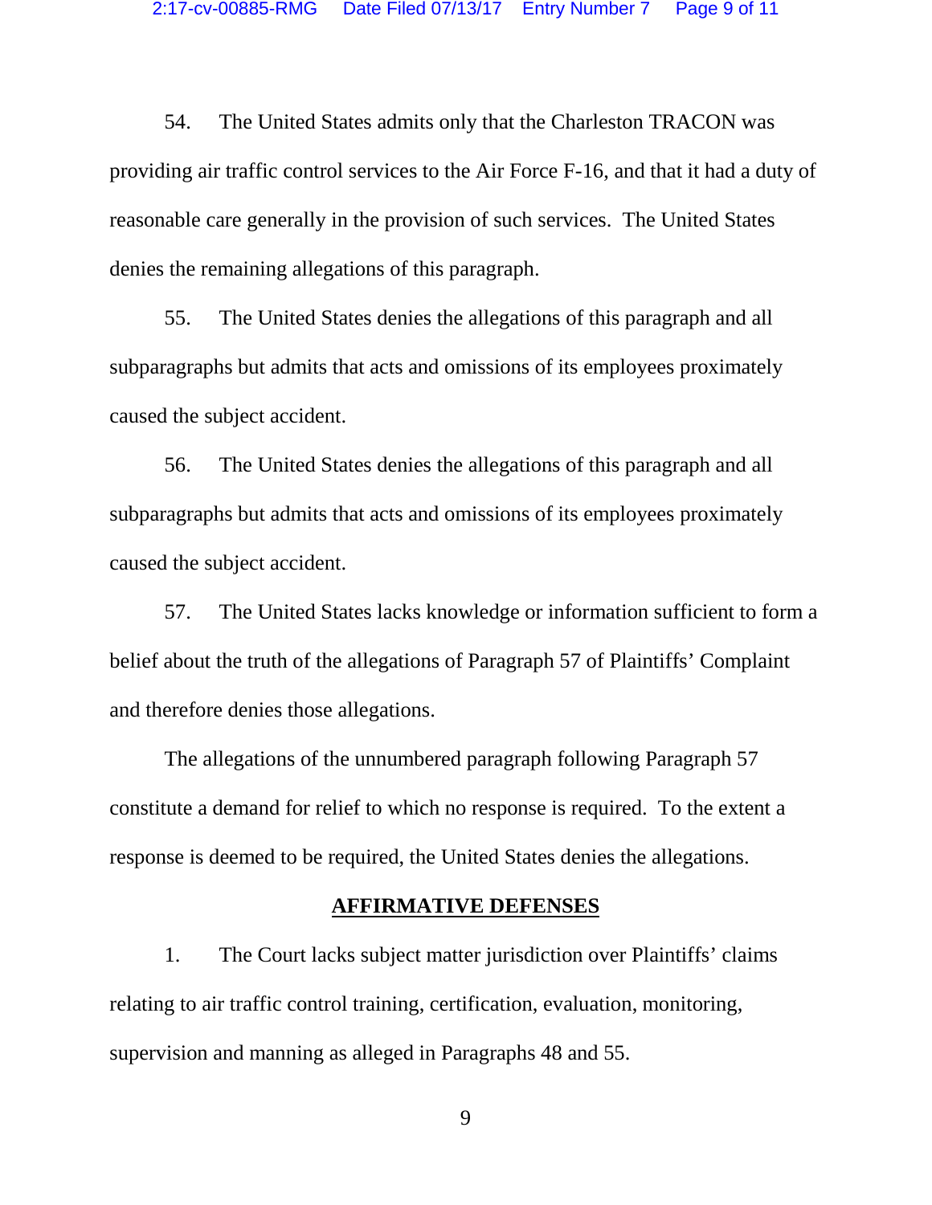54. The United States admits only that the Charleston TRACON was providing air traffic control services to the Air Force F-16, and that it had a duty of reasonable care generally in the provision of such services. The United States denies the remaining allegations of this paragraph.

55. The United States denies the allegations of this paragraph and all subparagraphs but admits that acts and omissions of its employees proximately caused the subject accident.

56. The United States denies the allegations of this paragraph and all subparagraphs but admits that acts and omissions of its employees proximately caused the subject accident.

57. The United States lacks knowledge or information sufficient to form a belief about the truth of the allegations of Paragraph 57 of Plaintiffs' Complaint and therefore denies those allegations.

The allegations of the unnumbered paragraph following Paragraph 57 constitute a demand for relief to which no response is required. To the extent a response is deemed to be required, the United States denies the allegations.

## AFFIRMATIVE DEFENSES

1. The Court lacks subject matter jurisdiction over Plaintiffs' claims relating to air traffic control training, certification, evaluation, monitoring, supervision and manning as alleged in Paragraphs 48 and 55.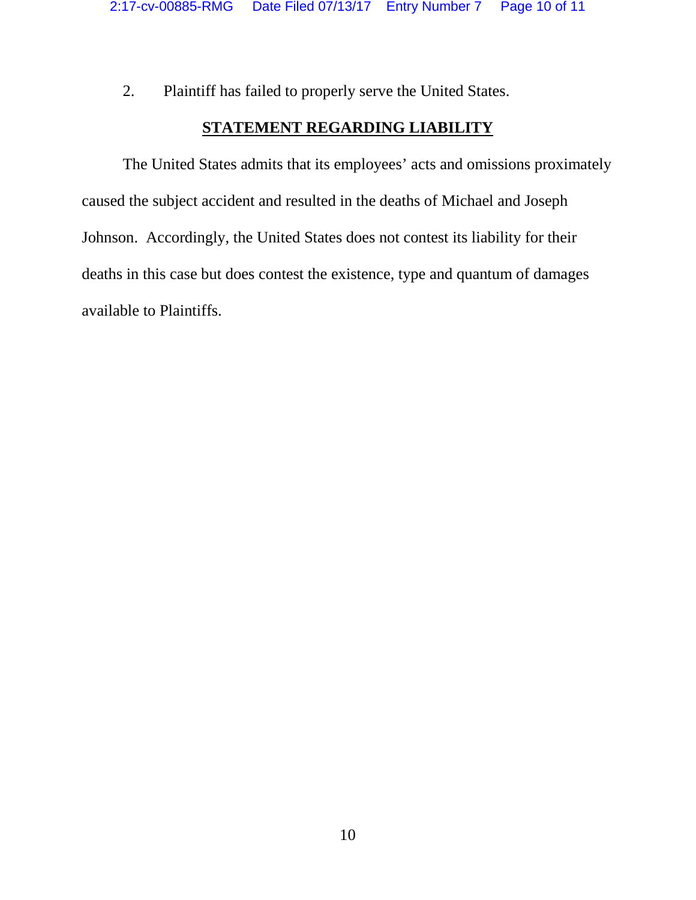2. Plaintiff has failed to properly serve the United States.

## STATEMENT REGARDING LIABILITY

The United States admits that its employees' acts and omissions proximately caused the subject accident and resulted in the deaths of Michael and Joseph Johnson. Accordingly, the United States does not contest its liability for their deaths in this case but does contest the existence, type and quantum of damages available to Plaintiffs.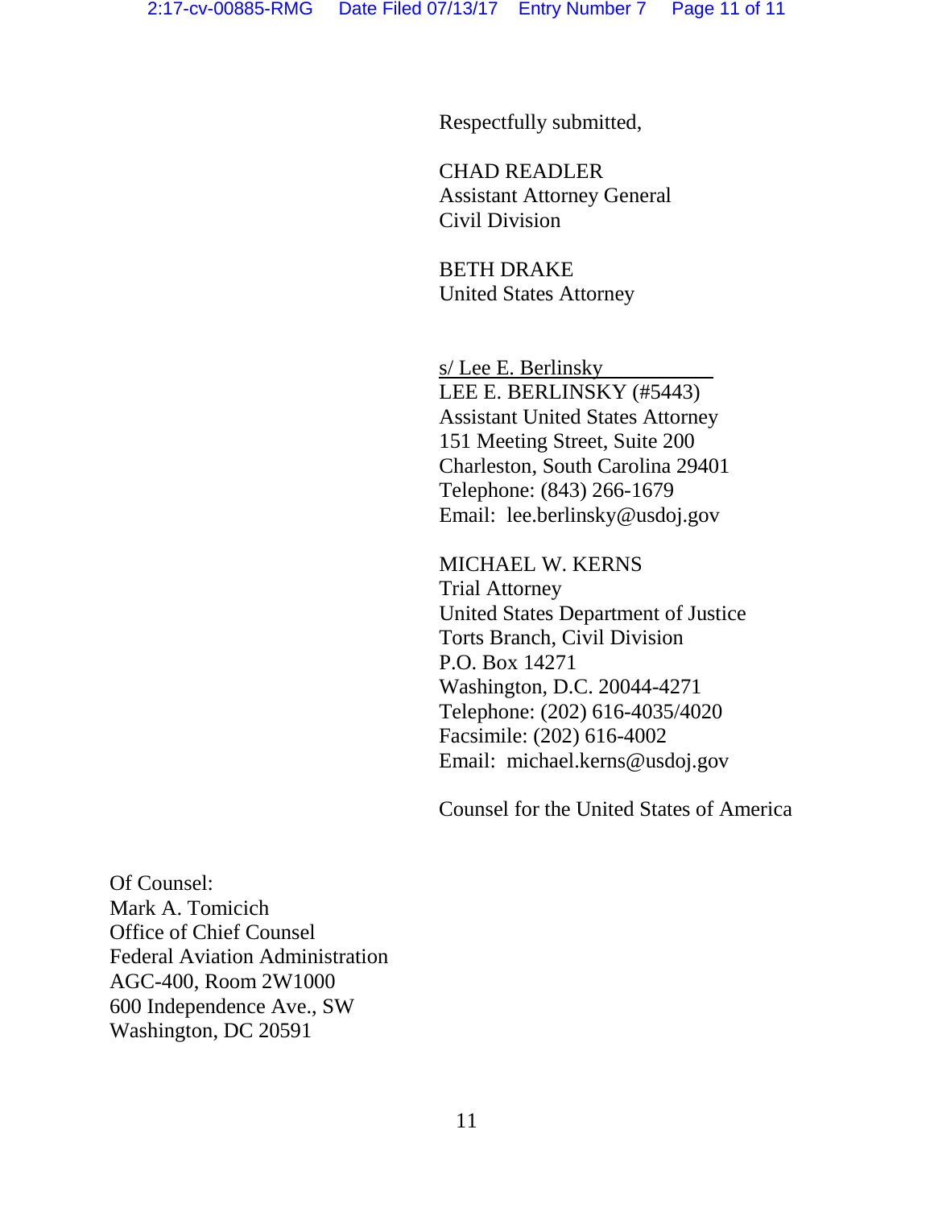Respectfully submitted,

CHAD READLER
Assistant Attorney General
Civil Division

BETH DRAKE
United States Attorney

s/ Lee E. Berlinsky
LEE E. BERLINSKY (#5443)
Assistant United States Attorney
151 Meeting Street, Suite 200
Charleston, South Carolina 29401
Telephone: (843) 266-1679
Email: lee.berlinsky@usdoj.gov

MICHAEL W. KERNS
Trial Attorney
United States Department of Justice
Torts Branch, Civil Division
P.O. Box 14271
Washington, D.C. 20044-4271
Telephone: (202) 616-4035/4020
Facsimile: (202) 616-4002
Email: michael.kerns@usdoj.gov

Counsel for the United States of America

Of Counsel:
Mark A. Tomicich
Office of Chief Counsel
Federal Aviation Administration
AGC-400, Room 2W1000
600 Independence Ave., SW
Washington, DC 20591